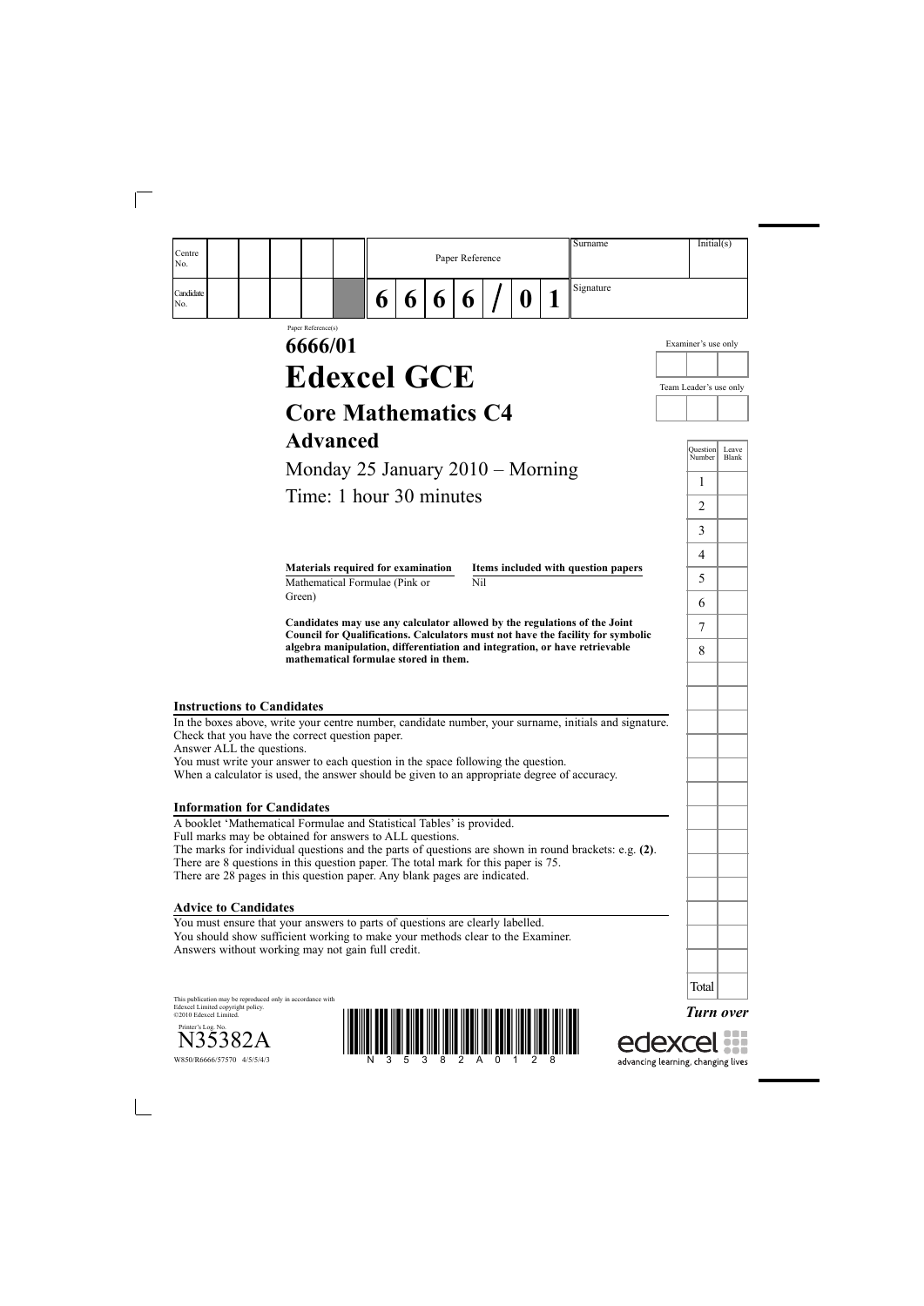| Centre No. | | | | | | Paper Reference | | | | | | | Surname | Initial(s) |
|---|---|---|---|---|---|---|---|---|---|---|---|---|---|---|
| Candidate No. | | | | | | 6 | 6 | 6 | 6 | / | 0 | 1 | Signature | |

Paper Reference(s)

# 6666/01

# Edexcel GCE

## Core Mathematics C4

## Advanced

Monday 25 January 2010 – Morning

Time: 1 hour 30 minutes

| Materials required for examination | Items included with question papers |
|---|---|
| Mathematical Formulae (Pink or Green) | Nil |

**Candidates may use any calculator allowed by the regulations of the Joint Council for Qualifications. Calculators must not have the facility for symbolic algebra manipulation, differentiation and integration, or have retrievable mathematical formulae stored in them.**

Examiner's use only

Team Leader's use only

| Question Number | Leave Blank |
|---|---|
| 1 | |
| 2 | |
| 3 | |
| 4 | |
| 5 | |
| 6 | |
| 7 | |
| 8 | |
| Total | |

### Instructions to Candidates

In the boxes above, write your centre number, candidate number, your surname, initials and signature.
Check that you have the correct question paper.
Answer ALL the questions.
You must write your answer to each question in the space following the question.
When a calculator is used, the answer should be given to an appropriate degree of accuracy.

### Information for Candidates

A booklet 'Mathematical Formulae and Statistical Tables' is provided.
Full marks may be obtained for answers to ALL questions.
The marks for individual questions and the parts of questions are shown in round brackets: e.g. **(2)**.
There are 8 questions in this question paper. The total mark for this paper is 75.
There are 28 pages in this question paper. Any blank pages are indicated.

### Advice to Candidates

You must ensure that your answers to parts of questions are clearly labelled.
You should show sufficient working to make your methods clear to the Examiner.
Answers without working may not gain full credit.

This publication may be reproduced only in accordance with Edexcel Limited copyright policy.
©2010 Edexcel Limited.

Printer's Log. No.
N35382A
W850/R6666/57570 4/5/5/4/3

*Turn over*

edexcel
advancing learning, changing lives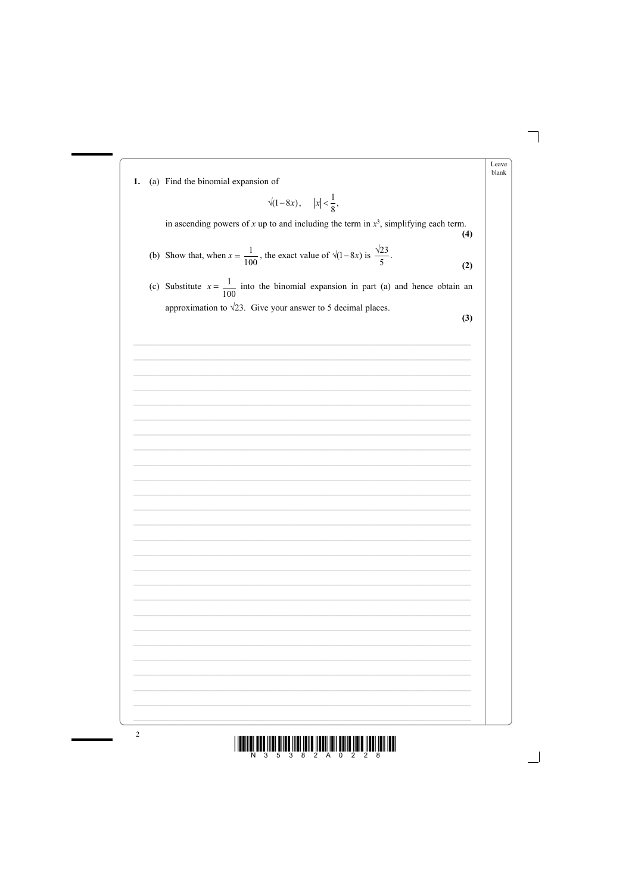1. (a) Find the binomial expansion of

$$\sqrt{(1-8x)}, \quad |x| < \frac{1}{8},$$

in ascending powers of $x$ up to and including the term in $x^3$, simplifying each term.
**(4)**

(b) Show that, when $x = \frac{1}{100}$, the exact value of $\sqrt{(1-8x)}$ is $\frac{\sqrt{23}}{5}$.
**(2)**

(c) Substitute $x = \frac{1}{100}$ into the binomial expansion in part (a) and hence obtain an approximation to $\sqrt{23}$. Give your answer to 5 decimal places.
**(3)**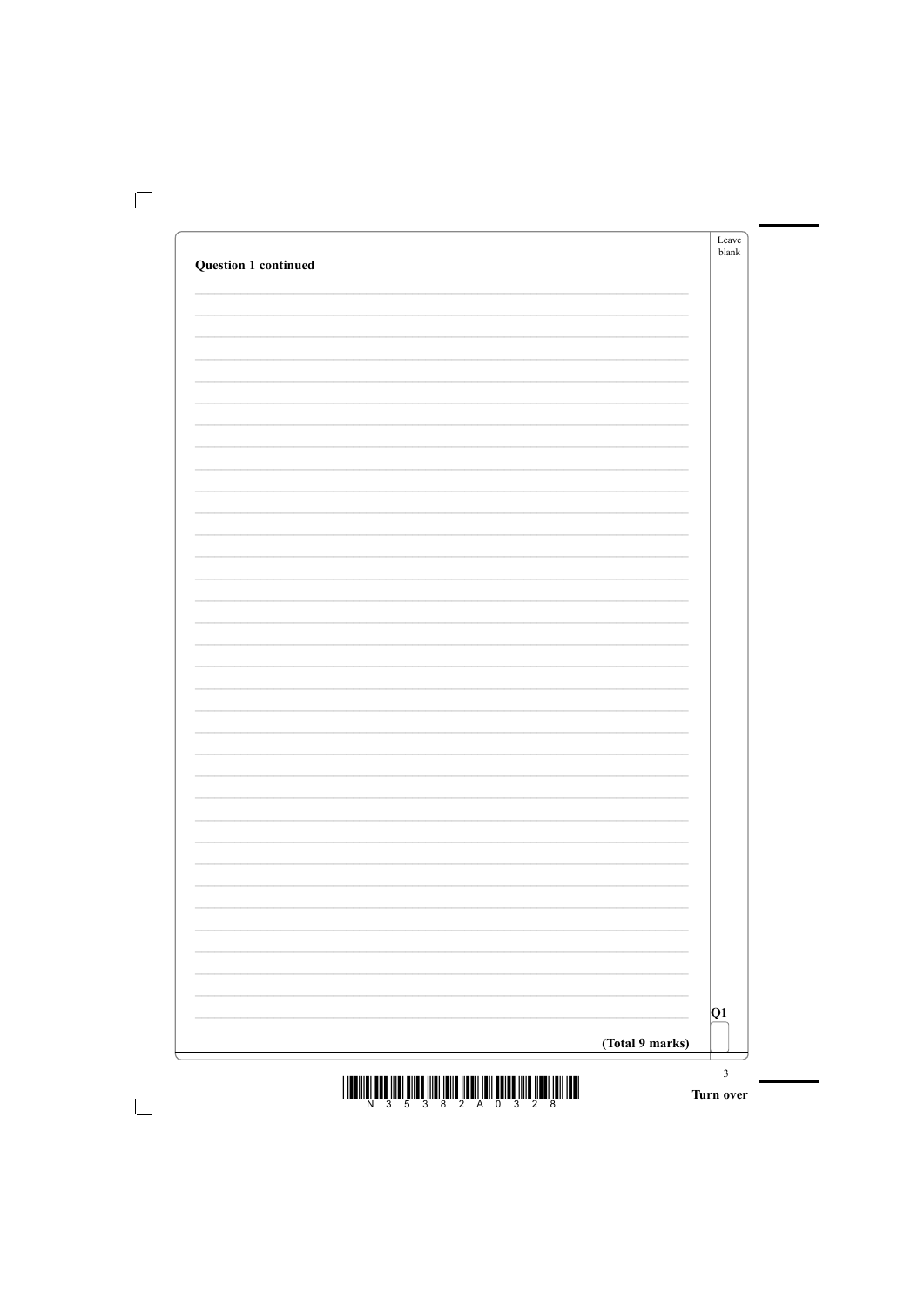**Question 1 continued**

**(Total 9 marks)**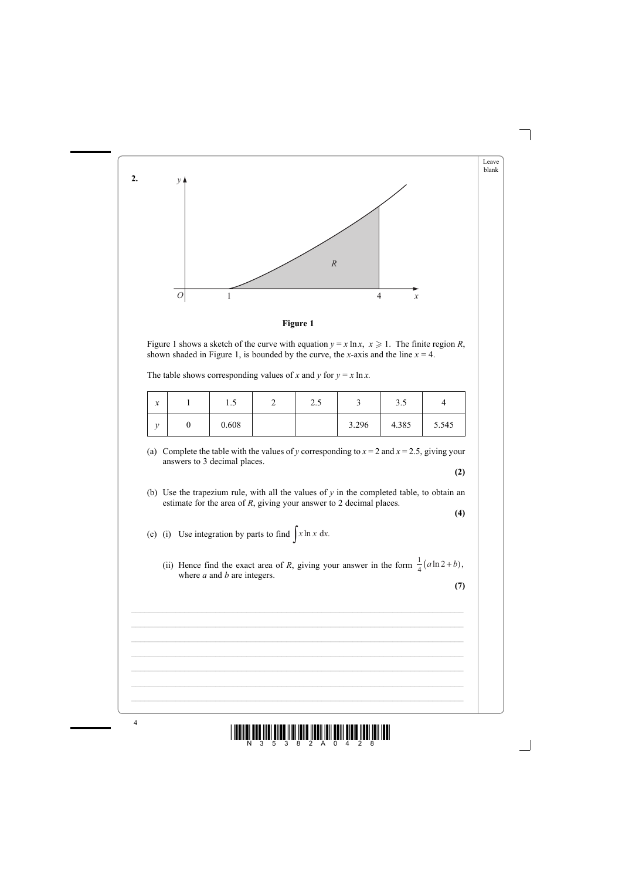**2.**

**Figure 1**

Figure 1 shows a sketch of the curve with equation $y = x \ln x$, $x \geqslant 1$. The finite region $R$, shown shaded in Figure 1, is bounded by the curve, the $x$-axis and the line $x = 4$.

The table shows corresponding values of $x$ and $y$ for $y = x \ln x$.

| $x$ | 1 | 1.5 | 2 | 2.5 | 3 | 3.5 | 4 |
|---|---|---|---|---|---|---|---|
| $y$ | 0 | 0.608 | | | 3.296 | 4.385 | 5.545 |

(a) Complete the table with the values of $y$ corresponding to $x = 2$ and $x = 2.5$, giving your answers to 3 decimal places.

**(2)**

(b) Use the trapezium rule, with all the values of $y$ in the completed table, to obtain an estimate for the area of $R$, giving your answer to 2 decimal places.

**(4)**

(c) (i) Use integration by parts to find $\int x \ln x \, dx$.

(ii) Hence find the exact area of $R$, giving your answer in the form $\frac{1}{4}(a \ln 2 + b)$, where $a$ and $b$ are integers.

**(7)**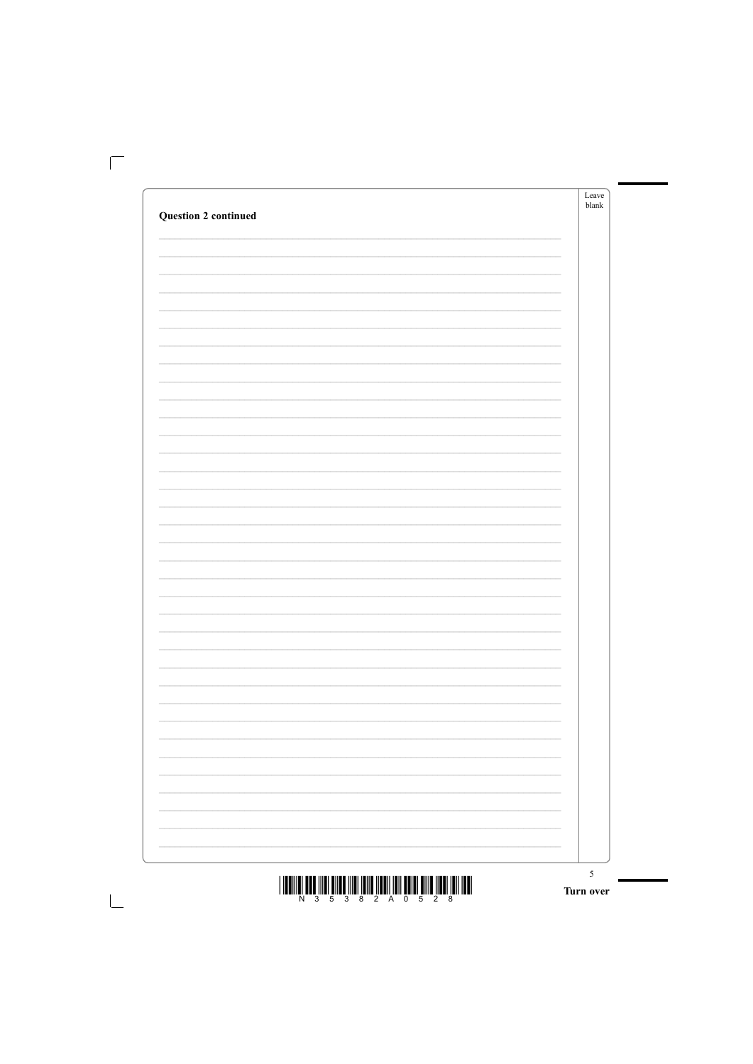**Question 2 continued**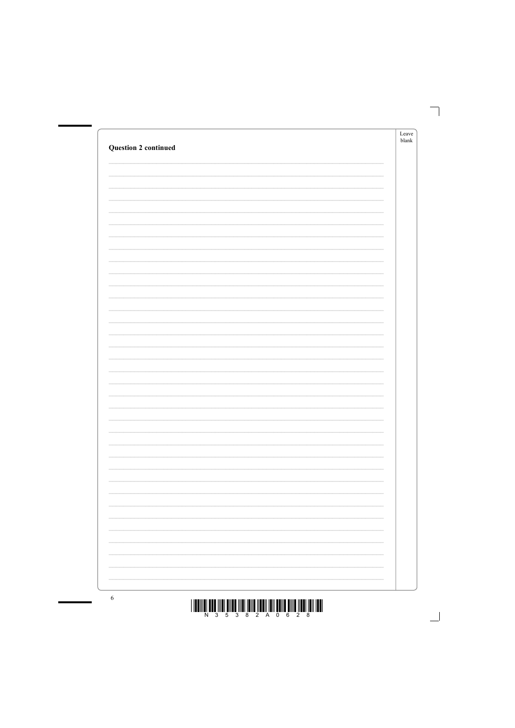**Question 2 continued**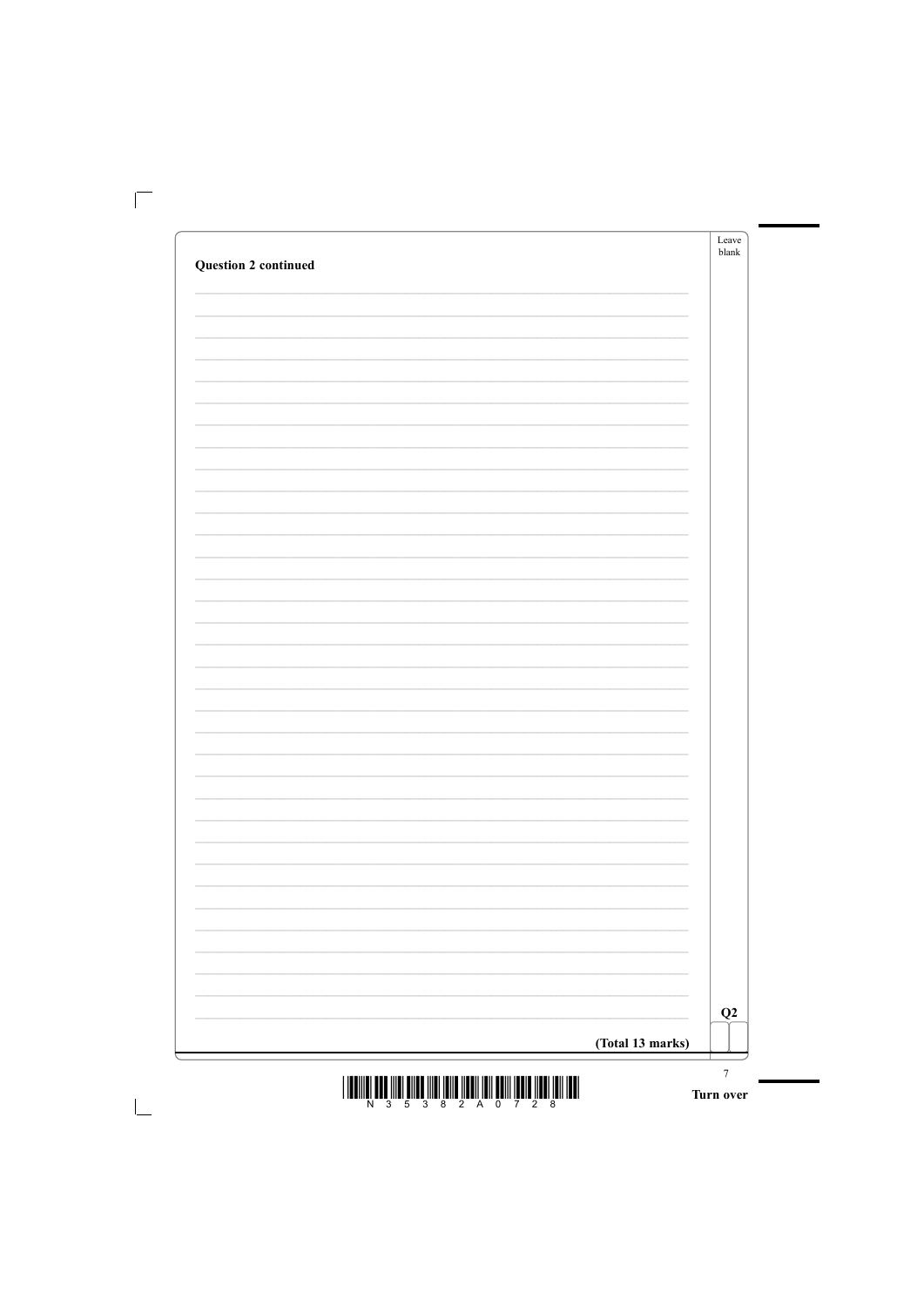**Question 2 continued**

**(Total 13 marks)**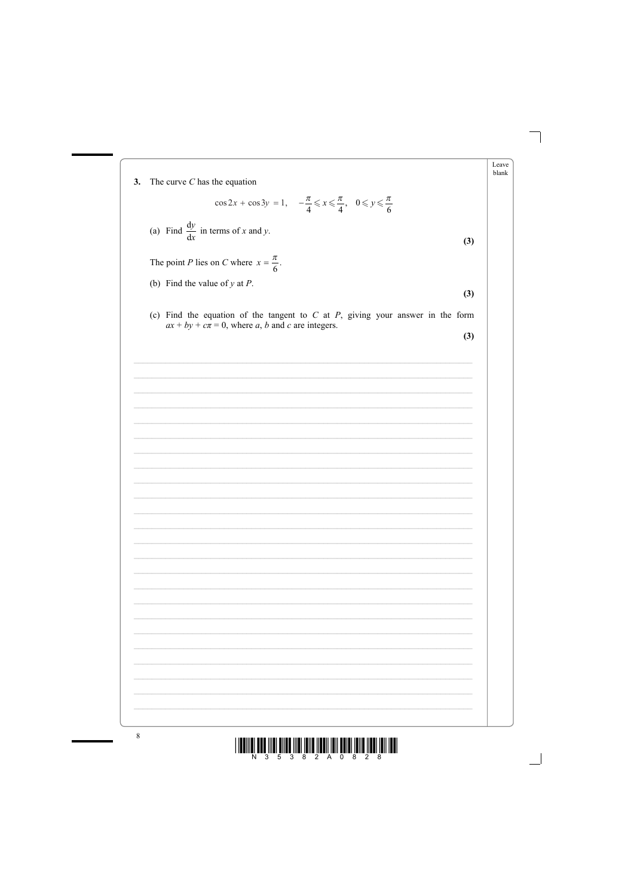**3.** The curve $C$ has the equation

$$\cos 2x + \cos 3y = 1, \quad -\frac{\pi}{4} \leqslant x \leqslant \frac{\pi}{4}, \quad 0 \leqslant y \leqslant \frac{\pi}{6}$$

(a) Find $\frac{\mathrm{d}y}{\mathrm{d}x}$ in terms of $x$ and $y$.

**(3)**

The point $P$ lies on $C$ where $x = \frac{\pi}{6}$.

(b) Find the value of $y$ at $P$.

**(3)**

(c) Find the equation of the tangent to $C$ at $P$, giving your answer in the form $ax + by + c\pi = 0$, where $a$, $b$ and $c$ are integers.

**(3)**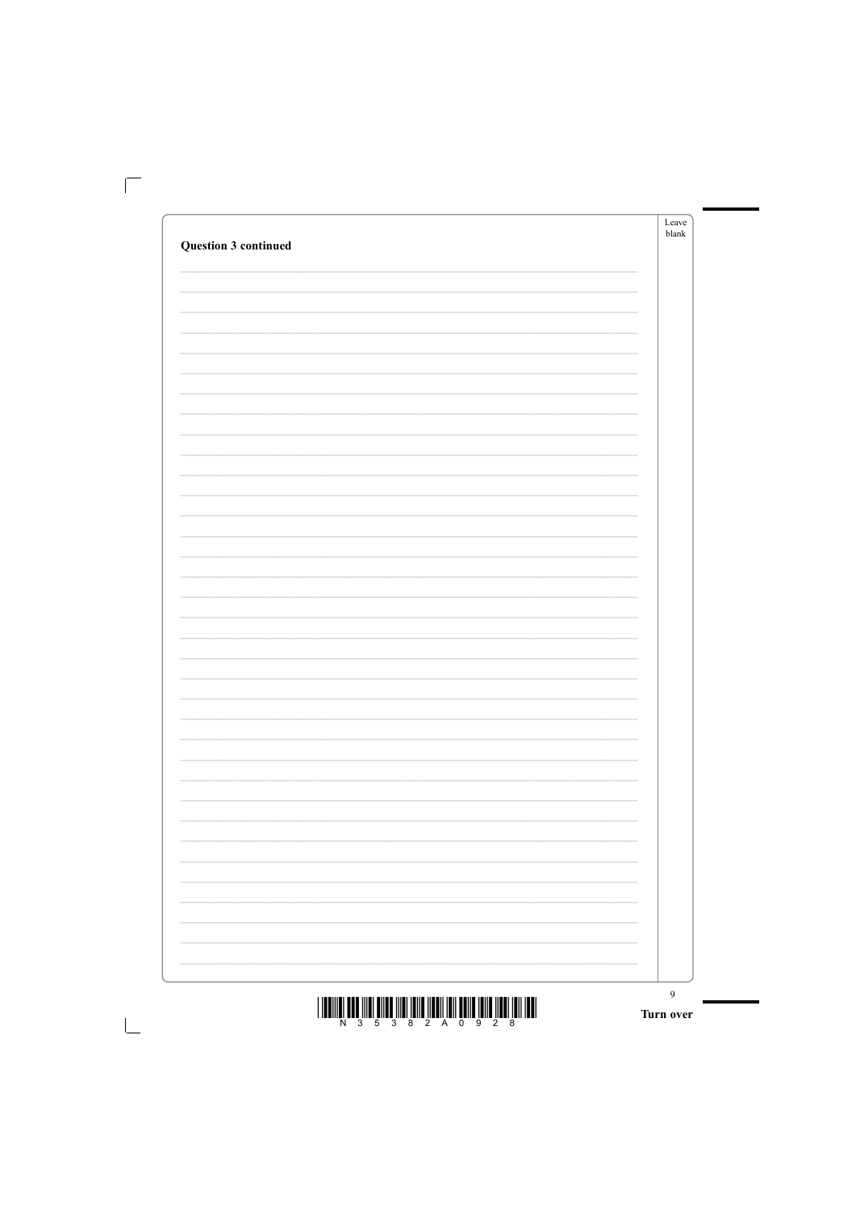**Question 3 continued**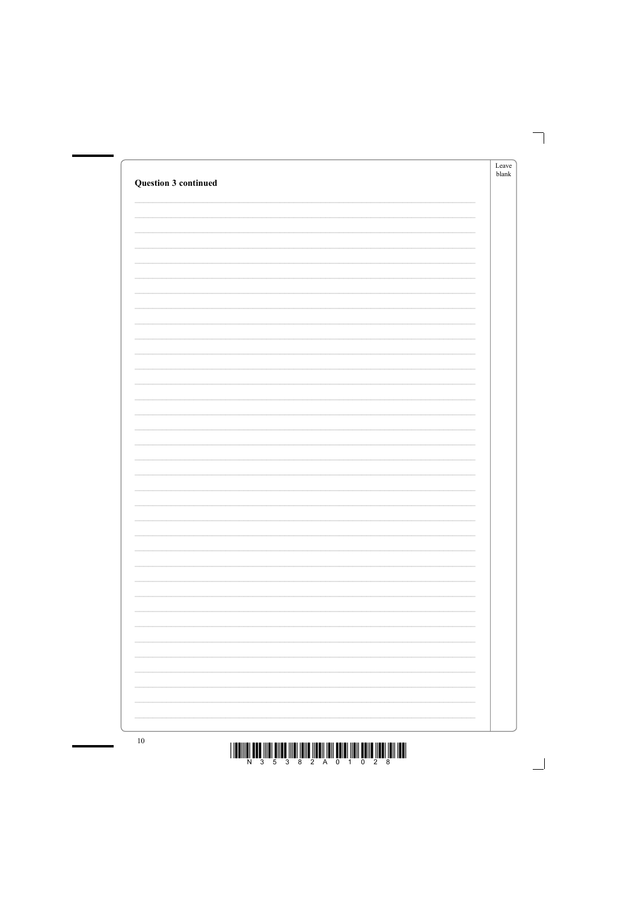**Question 3 continued**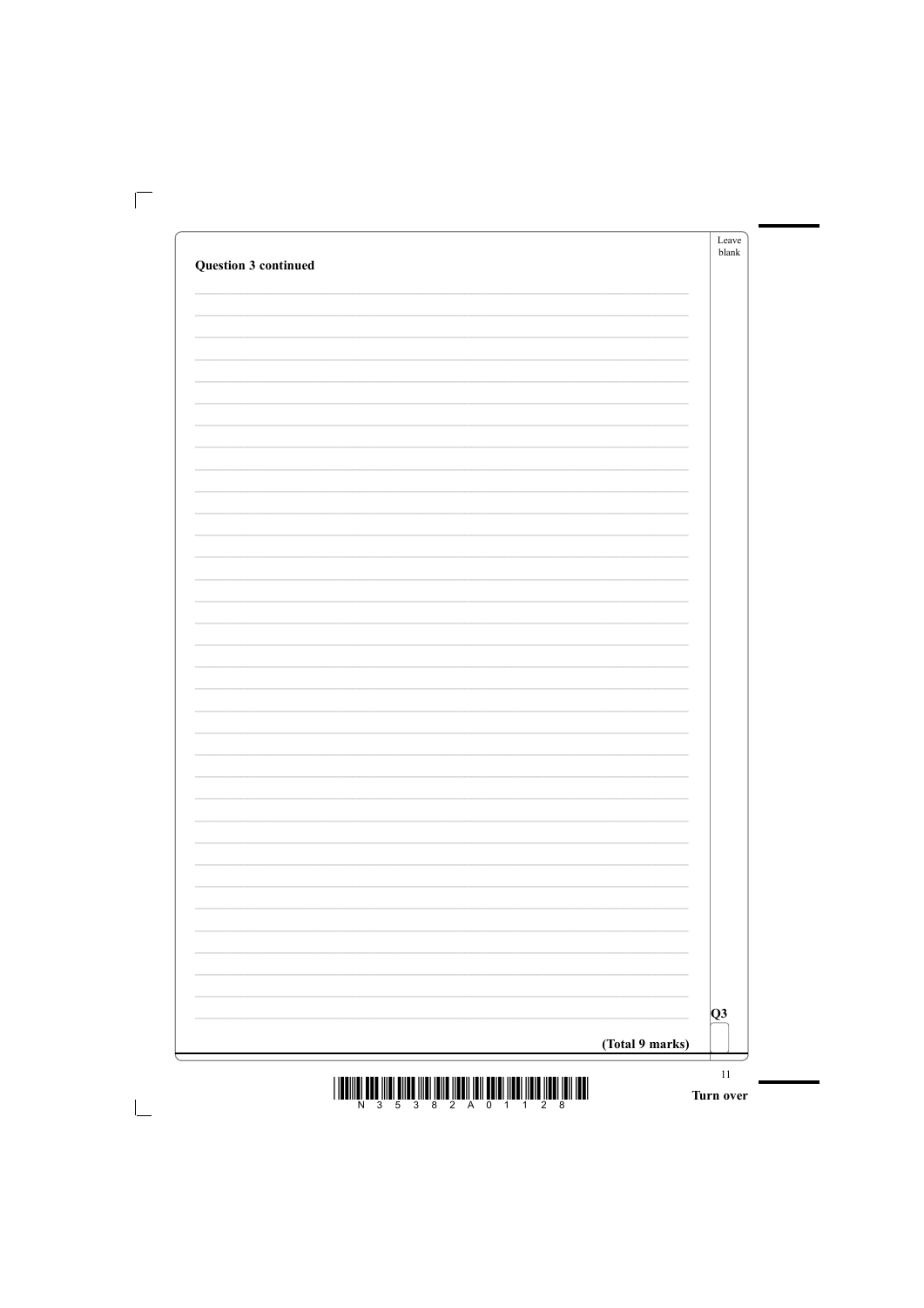**Question 3 continued**

(Total 9 marks)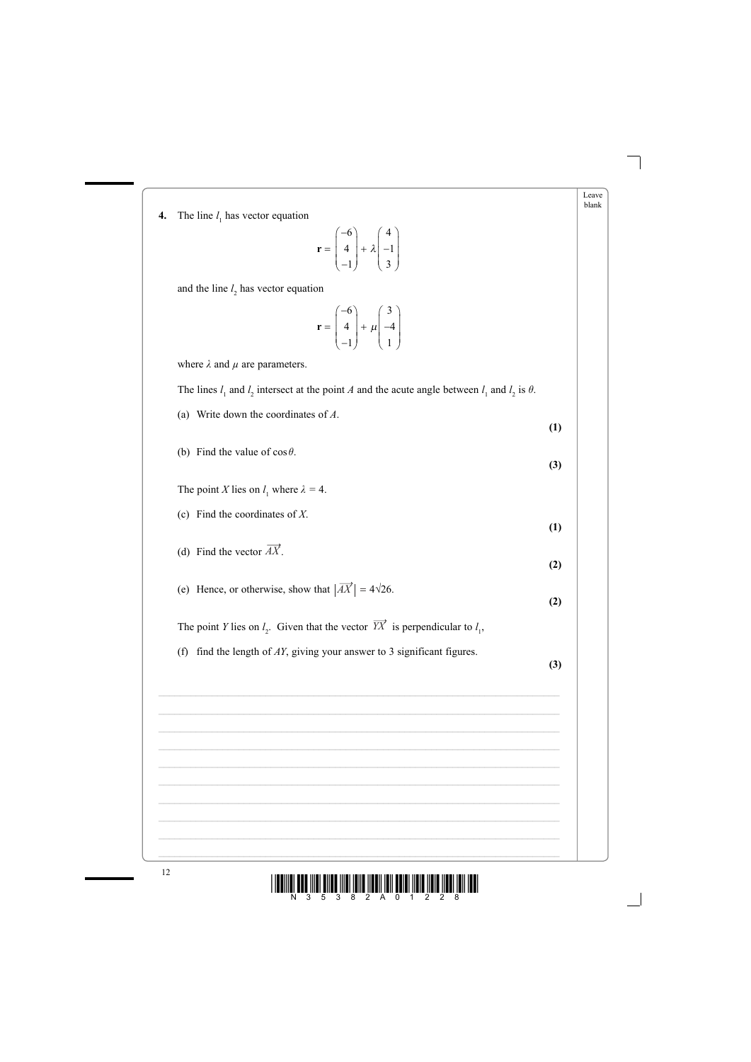**4.** The line $l_1$ has vector equation

$$\mathbf{r} = \begin{pmatrix} -6 \\ 4 \\ -1 \end{pmatrix} + \lambda \begin{pmatrix} 4 \\ -1 \\ 3 \end{pmatrix}$$

and the line $l_2$ has vector equation

$$\mathbf{r} = \begin{pmatrix} -6 \\ 4 \\ -1 \end{pmatrix} + \mu \begin{pmatrix} 3 \\ -4 \\ 1 \end{pmatrix}$$

where $\lambda$ and $\mu$ are parameters.

The lines $l_1$ and $l_2$ intersect at the point $A$ and the acute angle between $l_1$ and $l_2$ is $\theta$.

(a) Write down the coordinates of $A$. **(1)**

(b) Find the value of $\cos\theta$. **(3)**

The point $X$ lies on $l_1$ where $\lambda = 4$.

(c) Find the coordinates of $X$. **(1)**

(d) Find the vector $\overrightarrow{AX}$. **(2)**

(e) Hence, or otherwise, show that $|\overrightarrow{AX}| = 4\sqrt{26}$. **(2)**

The point $Y$ lies on $l_2$. Given that the vector $\overrightarrow{YX}$ is perpendicular to $l_1$,

(f) find the length of $AY$, giving your answer to 3 significant figures. **(3)**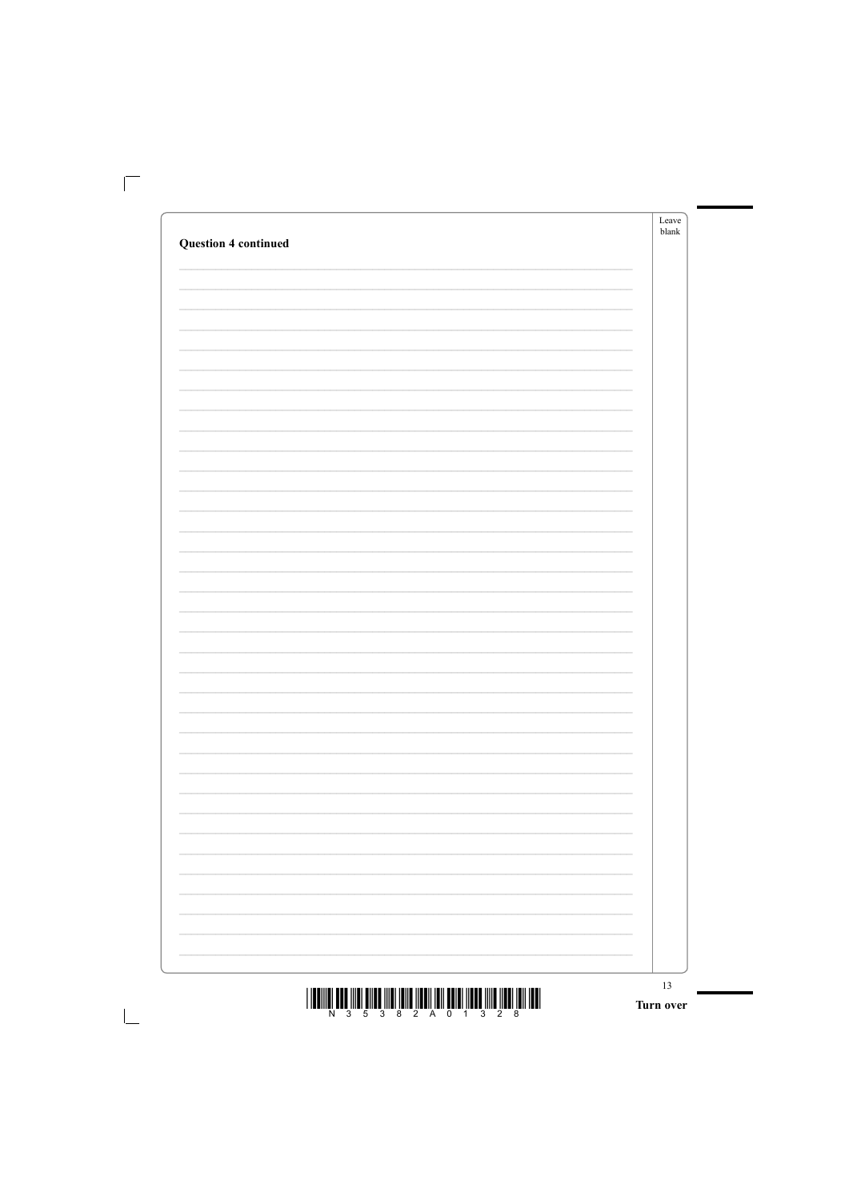**Question 4 continued**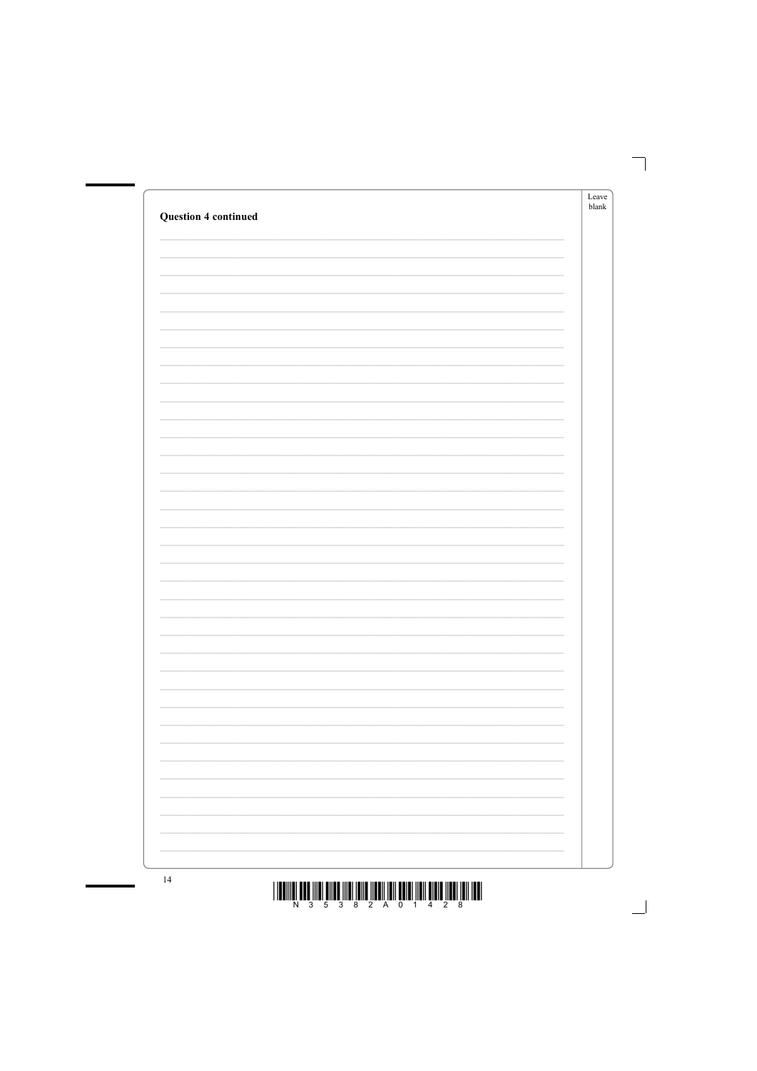**Question 4 continued**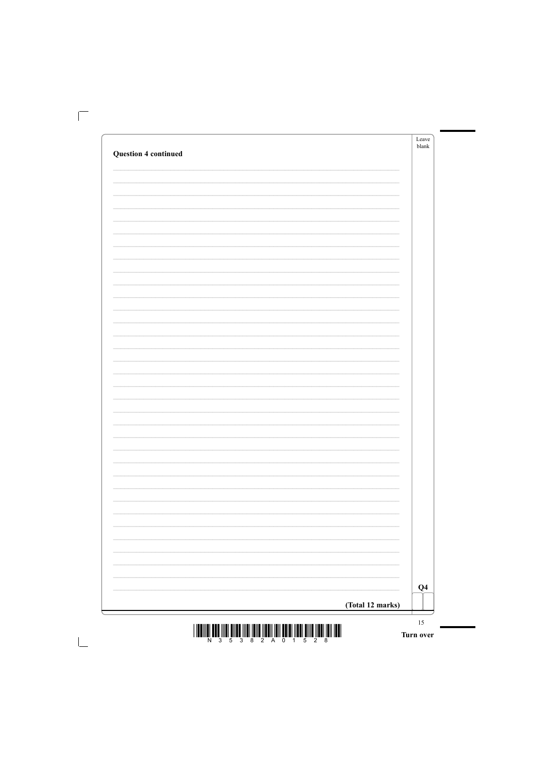**Question 4 continued**

Q4

**(Total 12 marks)**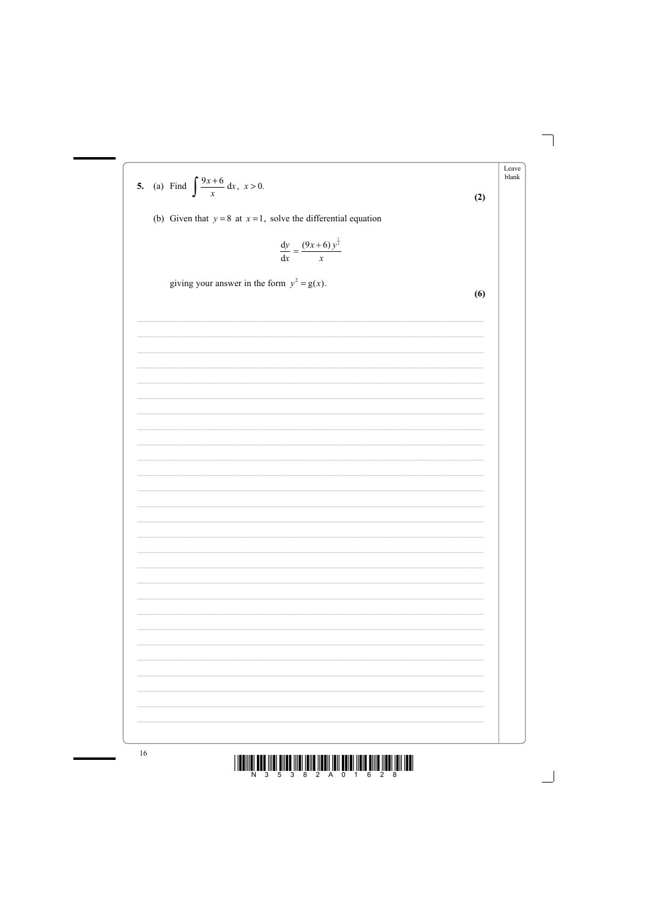**5.** (a) Find $\int \frac{9x+6}{x}\,dx$, $x > 0$.

**(2)**

(b) Given that $y = 8$ at $x = 1$, solve the differential equation

$$\frac{dy}{dx} = \frac{(9x+6)\,y^{\frac{1}{3}}}{x}$$

giving your answer in the form $y^2 = g(x)$.

**(6)**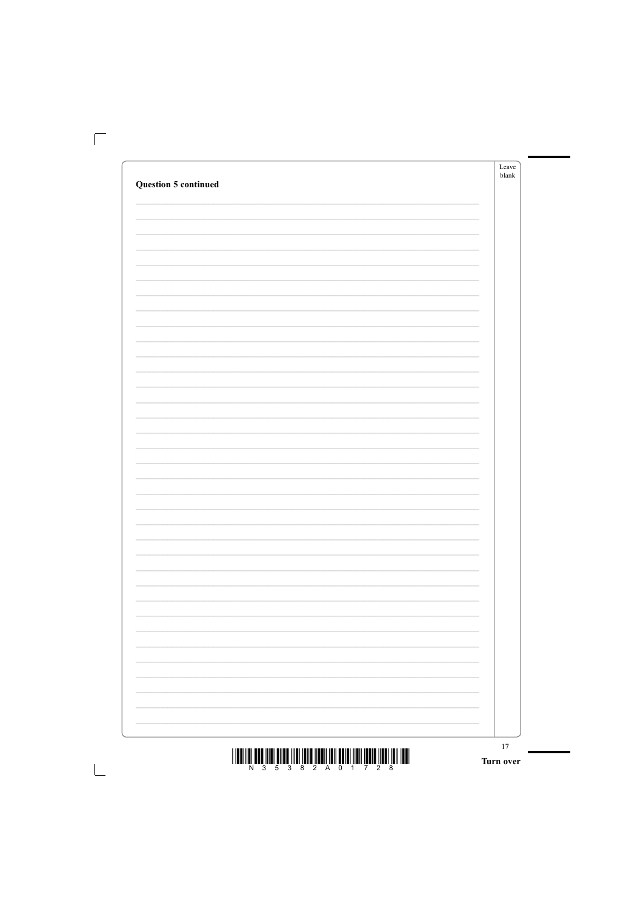**Question 5 continued**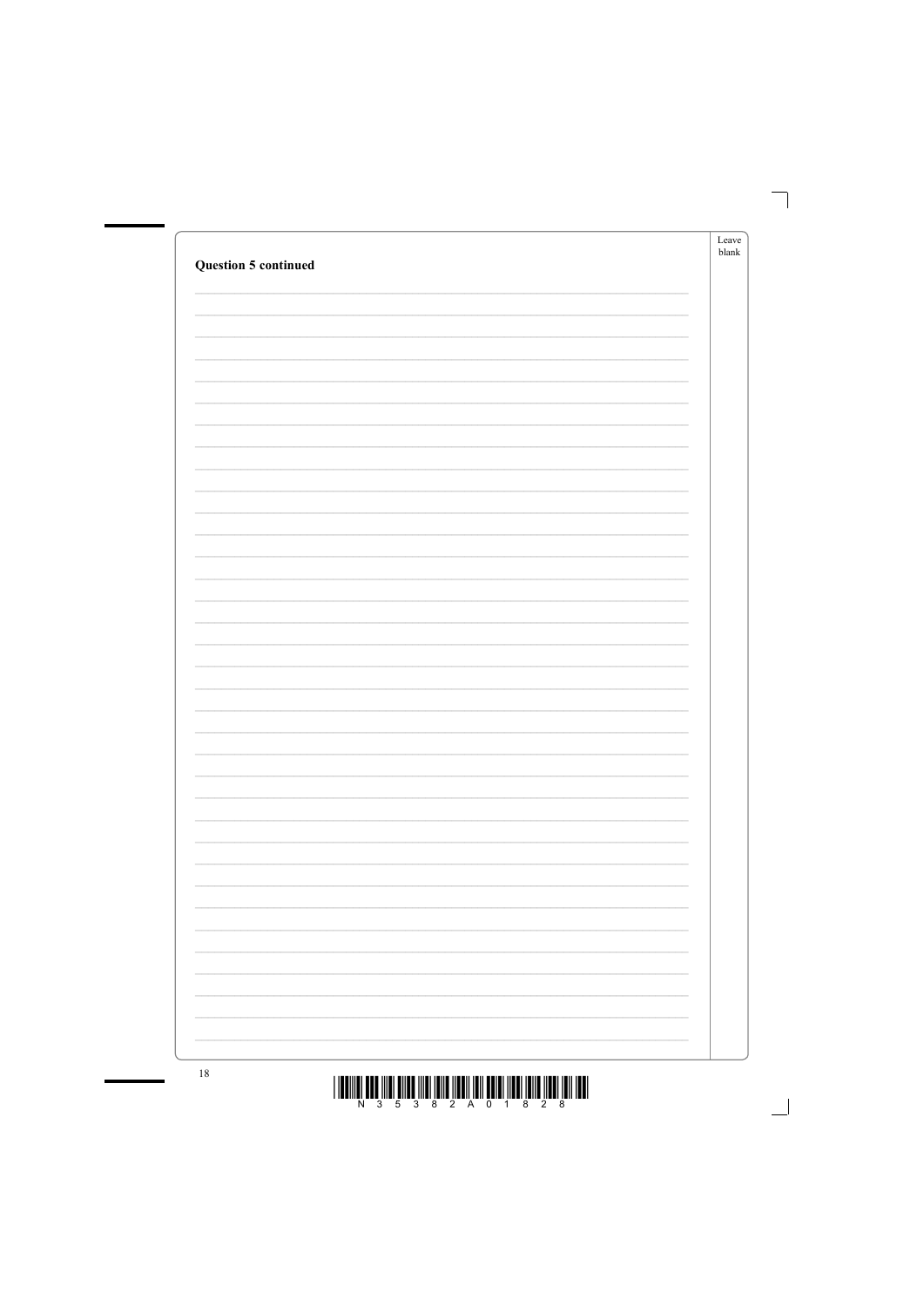**Question 5 continued**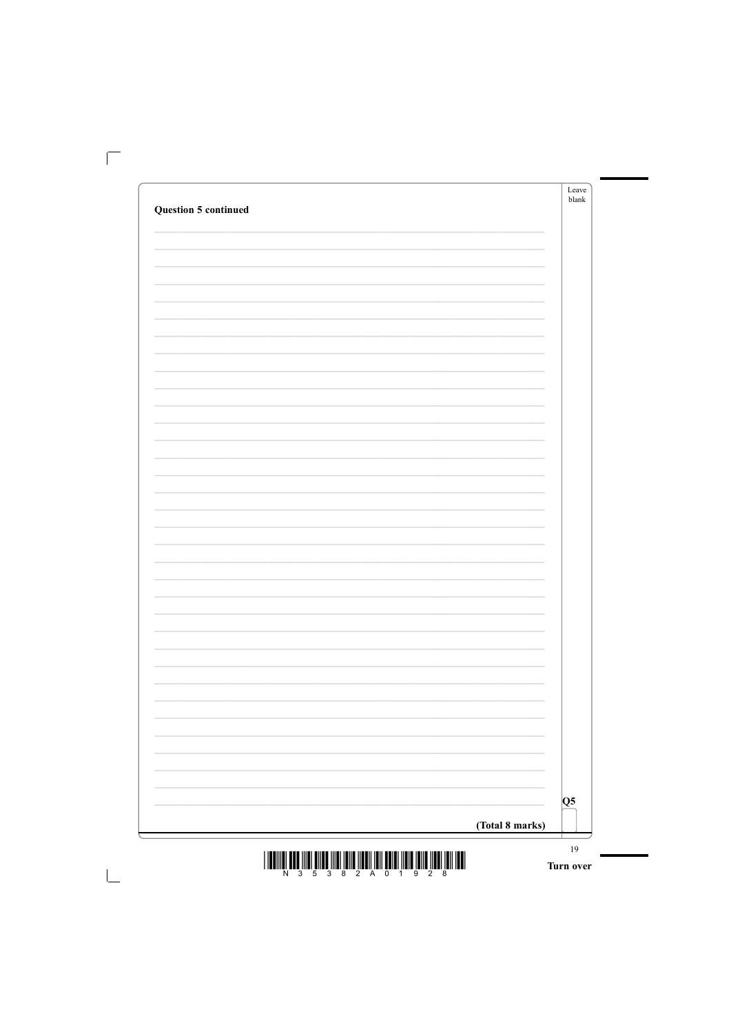**Question 5 continued**

**(Total 8 marks)**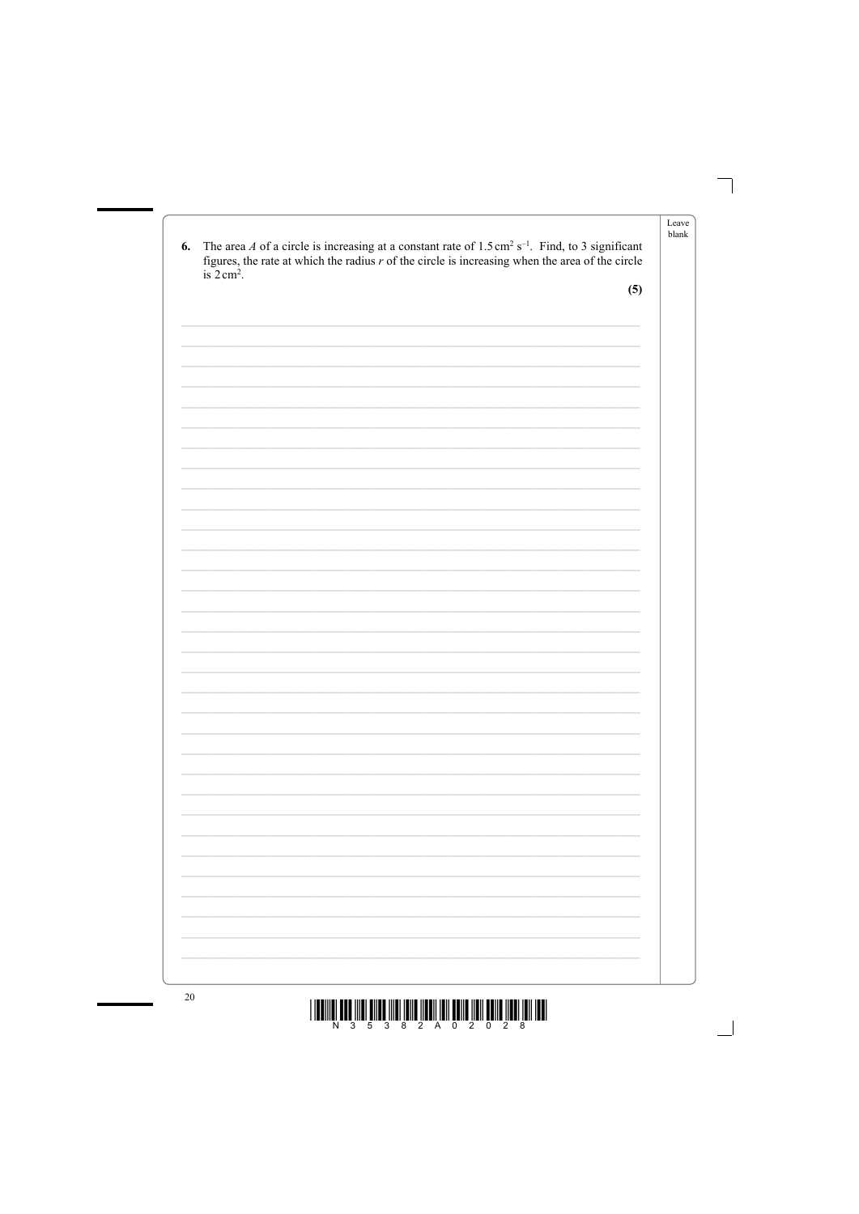**6.** The area $A$ of a circle is increasing at a constant rate of $1.5\,\text{cm}^2\,\text{s}^{-1}$. Find, to 3 significant figures, the rate at which the radius $r$ of the circle is increasing when the area of the circle is $2\,\text{cm}^2$.

**(5)**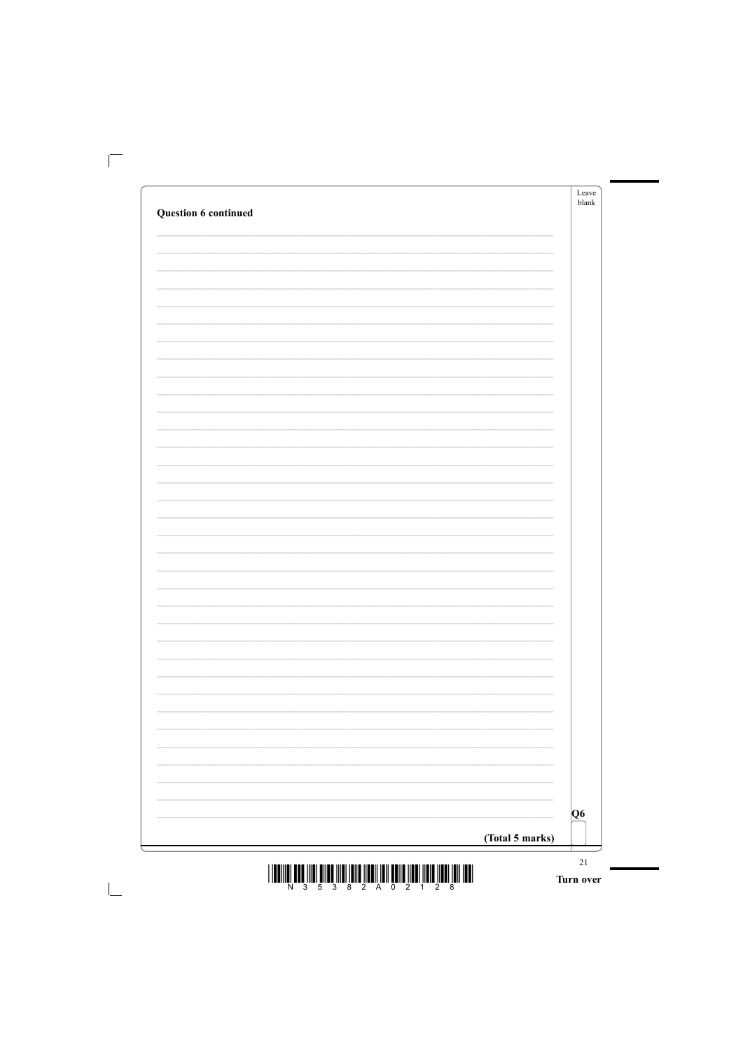**Question 6 continued**

Q6

**(Total 5 marks)**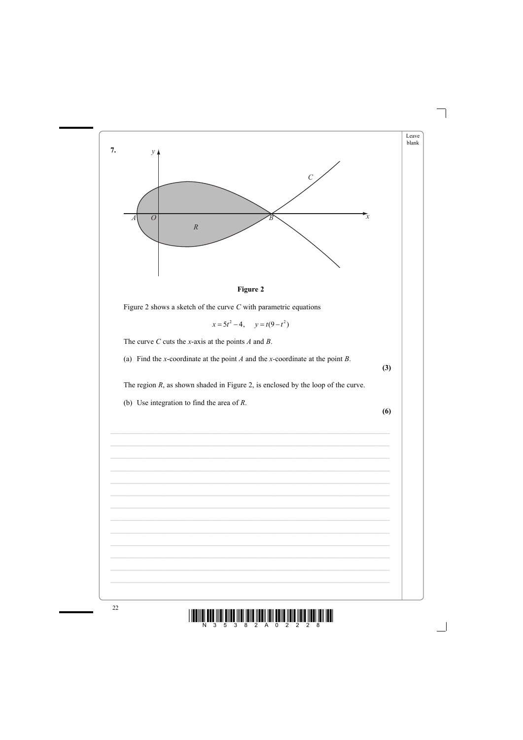**7.**

**Figure 2**

Figure 2 shows a sketch of the curve $C$ with parametric equations

$$x = 5t^2 - 4, \quad y = t(9 - t^2)$$

The curve $C$ cuts the $x$-axis at the points $A$ and $B$.

(a) Find the $x$-coordinate at the point $A$ and the $x$-coordinate at the point $B$.

**(3)**

The region $R$, as shown shaded in Figure 2, is enclosed by the loop of the curve.

(b) Use integration to find the area of $R$.

**(6)**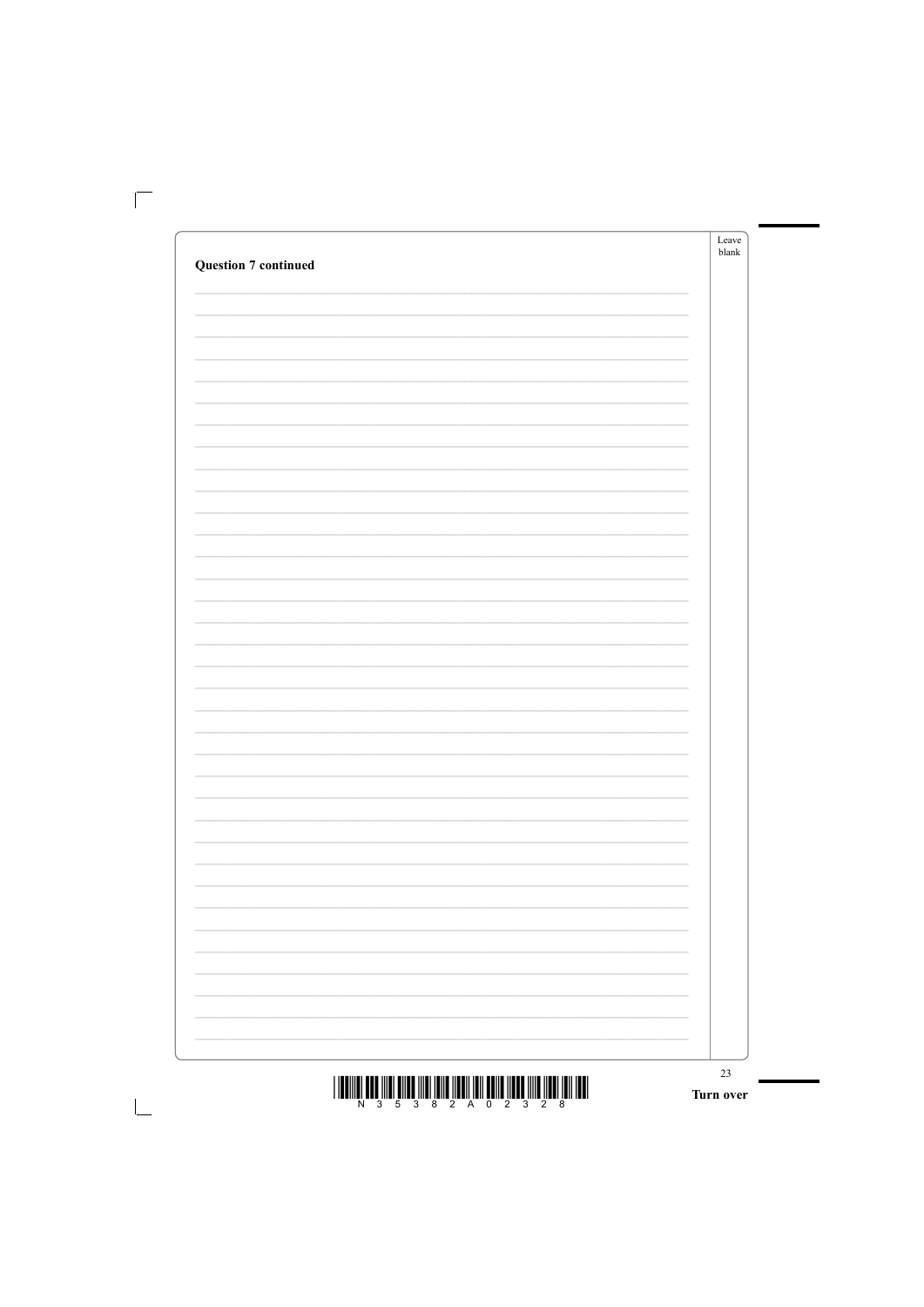**Question 7 continued**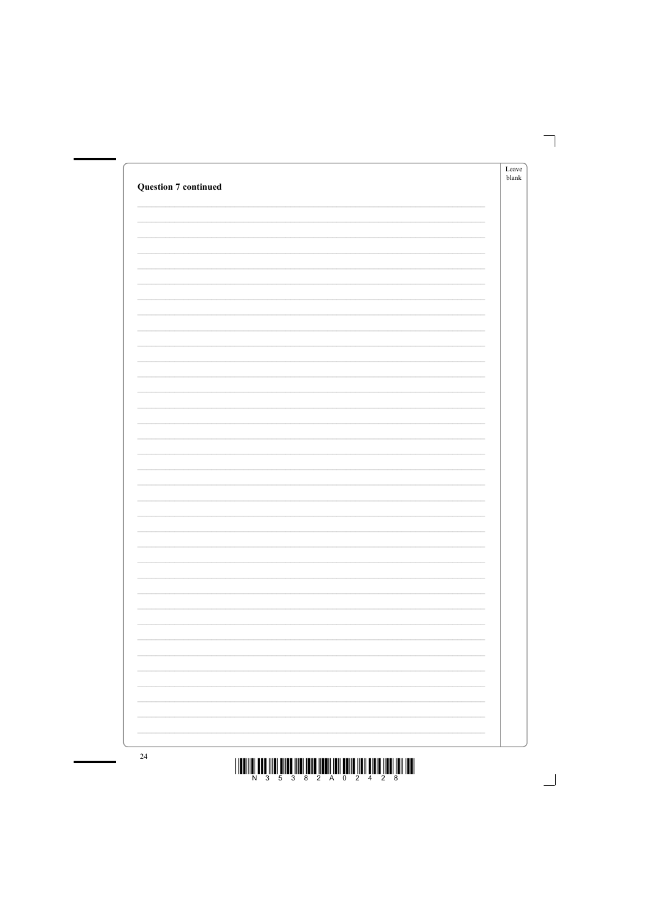**Question 7 continued**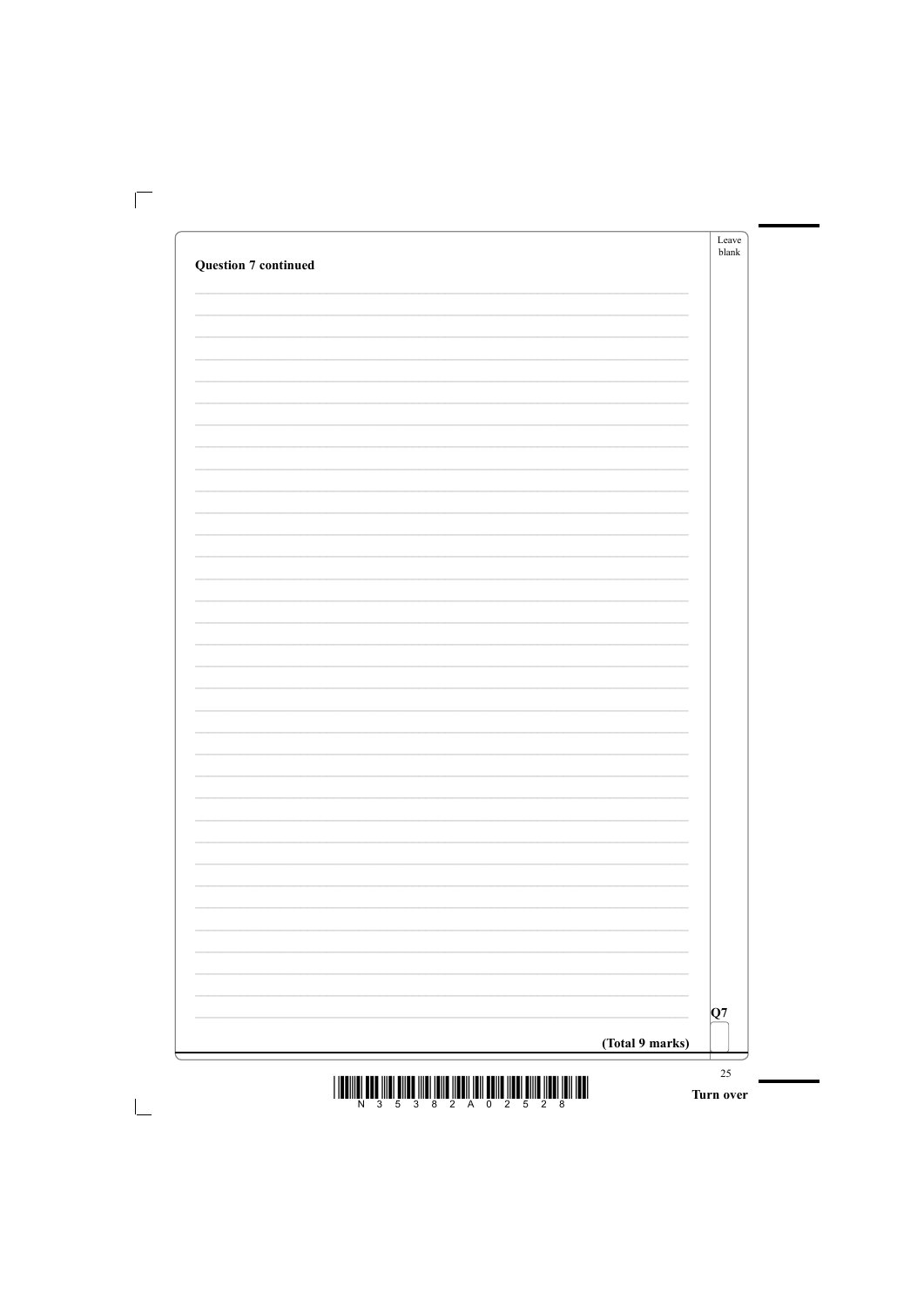**Question 7 continued**

Q7

**(Total 9 marks)**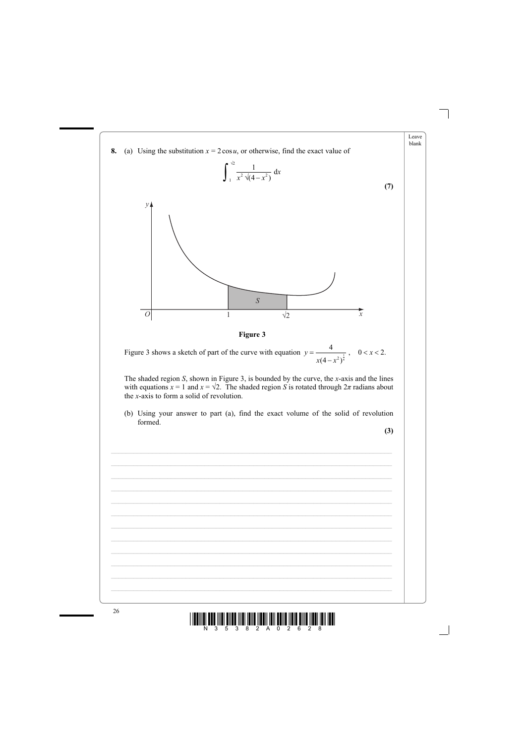**8.** (a) Using the substitution $x = 2\cos u$, or otherwise, find the exact value of

$$\int_1^{\sqrt{2}} \frac{1}{x^2\sqrt{(4-x^2)}}\,\mathrm{d}x$$

**(7)**

**Figure 3**

Figure 3 shows a sketch of part of the curve with equation $y = \dfrac{4}{x(4-x^2)^{\frac{1}{4}}}$, $\quad 0 < x < 2$.

The shaded region $S$, shown in Figure 3, is bounded by the curve, the $x$-axis and the lines with equations $x = 1$ and $x = \sqrt{2}$. The shaded region $S$ is rotated through $2\pi$ radians about the $x$-axis to form a solid of revolution.

(b) Using your answer to part (a), find the exact volume of the solid of revolution formed.

**(3)**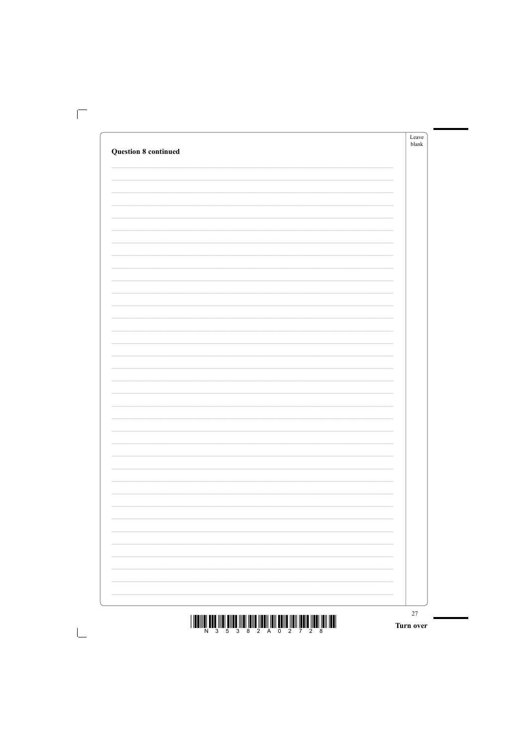**Question 8 continued**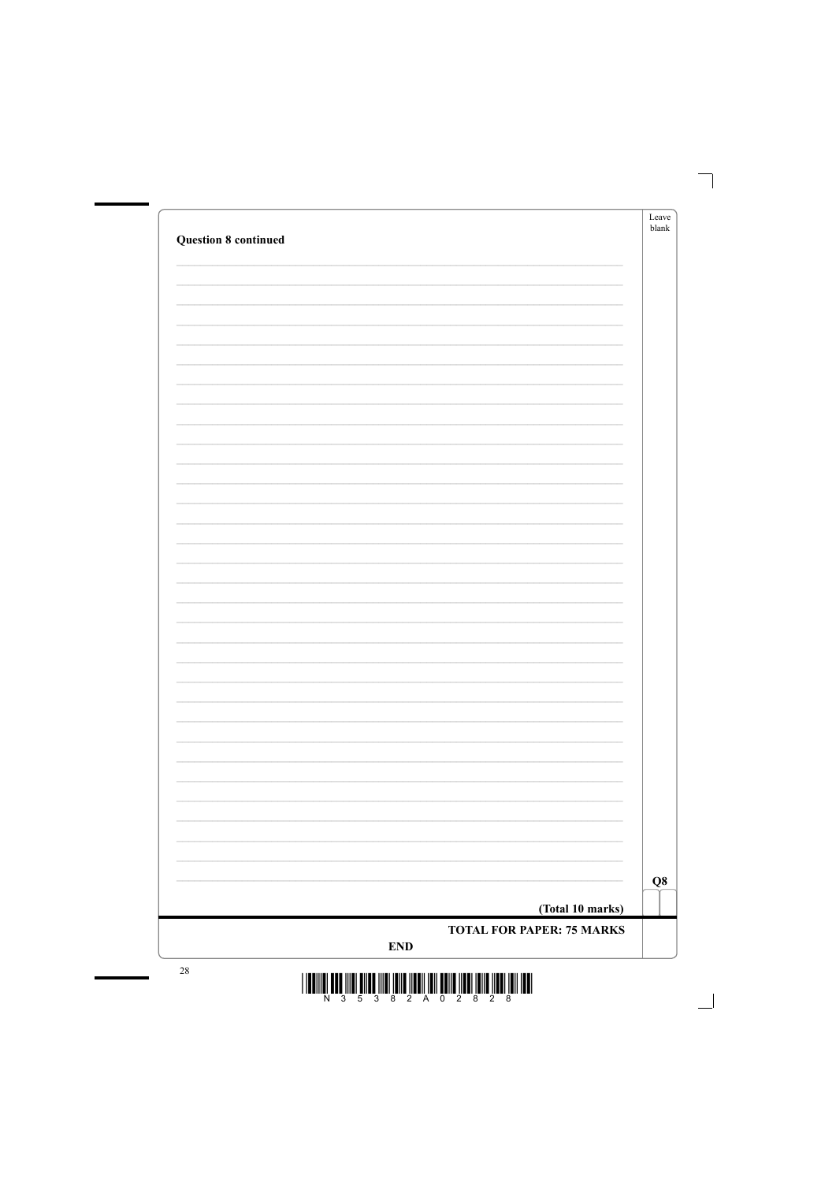**Question 8 continued**

Q8

**(Total 10 marks)**

**TOTAL FOR PAPER: 75 MARKS**

**END**